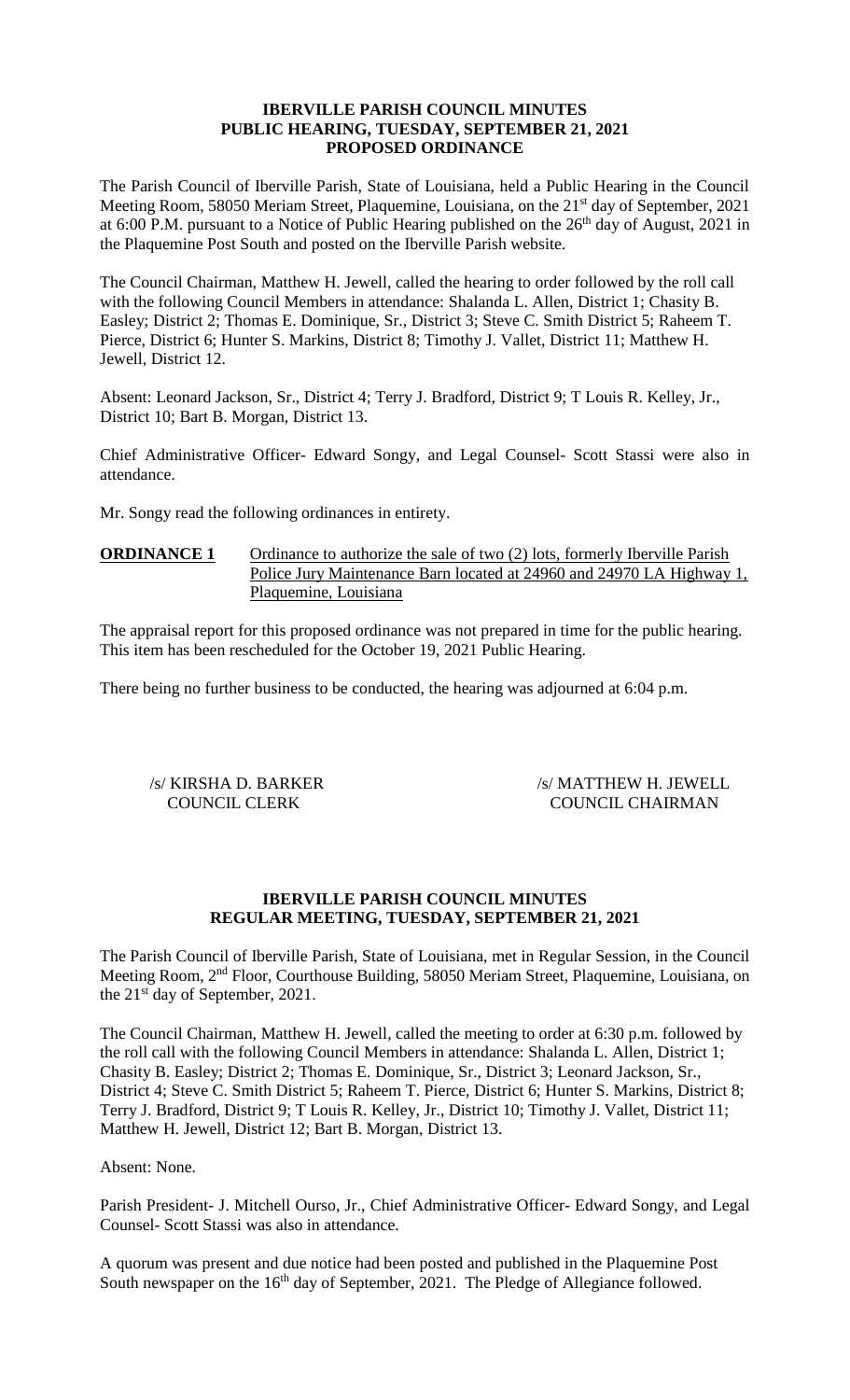**IBERVILLE PARISH COUNCIL MINUTES**
**PUBLIC HEARING, TUESDAY, SEPTEMBER 21, 2021**
**PROPOSED ORDINANCE**

The Parish Council of Iberville Parish, State of Louisiana, held a Public Hearing in the Council Meeting Room, 58050 Meriam Street, Plaquemine, Louisiana, on the 21st day of September, 2021 at 6:00 P.M. pursuant to a Notice of Public Hearing published on the 26th day of August, 2021 in the Plaquemine Post South and posted on the Iberville Parish website.

The Council Chairman, Matthew H. Jewell, called the hearing to order followed by the roll call with the following Council Members in attendance: Shalanda L. Allen, District 1; Chasity B. Easley; District 2; Thomas E. Dominique, Sr., District 3; Steve C. Smith District 5; Raheem T. Pierce, District 6; Hunter S. Markins, District 8; Timothy J. Vallet, District 11; Matthew H. Jewell, District 12.

Absent: Leonard Jackson, Sr., District 4; Terry J. Bradford, District 9; T Louis R. Kelley, Jr., District 10; Bart B. Morgan, District 13.

Chief Administrative Officer- Edward Songy, and Legal Counsel- Scott Stassi were also in attendance.

Mr. Songy read the following ordinances in entirety.

**ORDINANCE 1** Ordinance to authorize the sale of two (2) lots, formerly Iberville Parish Police Jury Maintenance Barn located at 24960 and 24970 LA Highway 1, Plaquemine, Louisiana

The appraisal report for this proposed ordinance was not prepared in time for the public hearing. This item has been rescheduled for the October 19, 2021 Public Hearing.

There being no further business to be conducted, the hearing was adjourned at 6:04 p.m.

/s/ KIRSHA D. BARKER
COUNCIL CLERK

/s/ MATTHEW H. JEWELL
COUNCIL CHAIRMAN

**IBERVILLE PARISH COUNCIL MINUTES**
**REGULAR MEETING, TUESDAY, SEPTEMBER 21, 2021**

The Parish Council of Iberville Parish, State of Louisiana, met in Regular Session, in the Council Meeting Room, 2nd Floor, Courthouse Building, 58050 Meriam Street, Plaquemine, Louisiana, on the 21st day of September, 2021.

The Council Chairman, Matthew H. Jewell, called the meeting to order at 6:30 p.m. followed by the roll call with the following Council Members in attendance: Shalanda L. Allen, District 1; Chasity B. Easley; District 2; Thomas E. Dominique, Sr., District 3; Leonard Jackson, Sr., District 4; Steve C. Smith District 5; Raheem T. Pierce, District 6; Hunter S. Markins, District 8; Terry J. Bradford, District 9; T Louis R. Kelley, Jr., District 10; Timothy J. Vallet, District 11; Matthew H. Jewell, District 12; Bart B. Morgan, District 13.

Absent: None.

Parish President- J. Mitchell Ourso, Jr., Chief Administrative Officer- Edward Songy, and Legal Counsel- Scott Stassi was also in attendance.

A quorum was present and due notice had been posted and published in the Plaquemine Post South newspaper on the 16th day of September, 2021. The Pledge of Allegiance followed.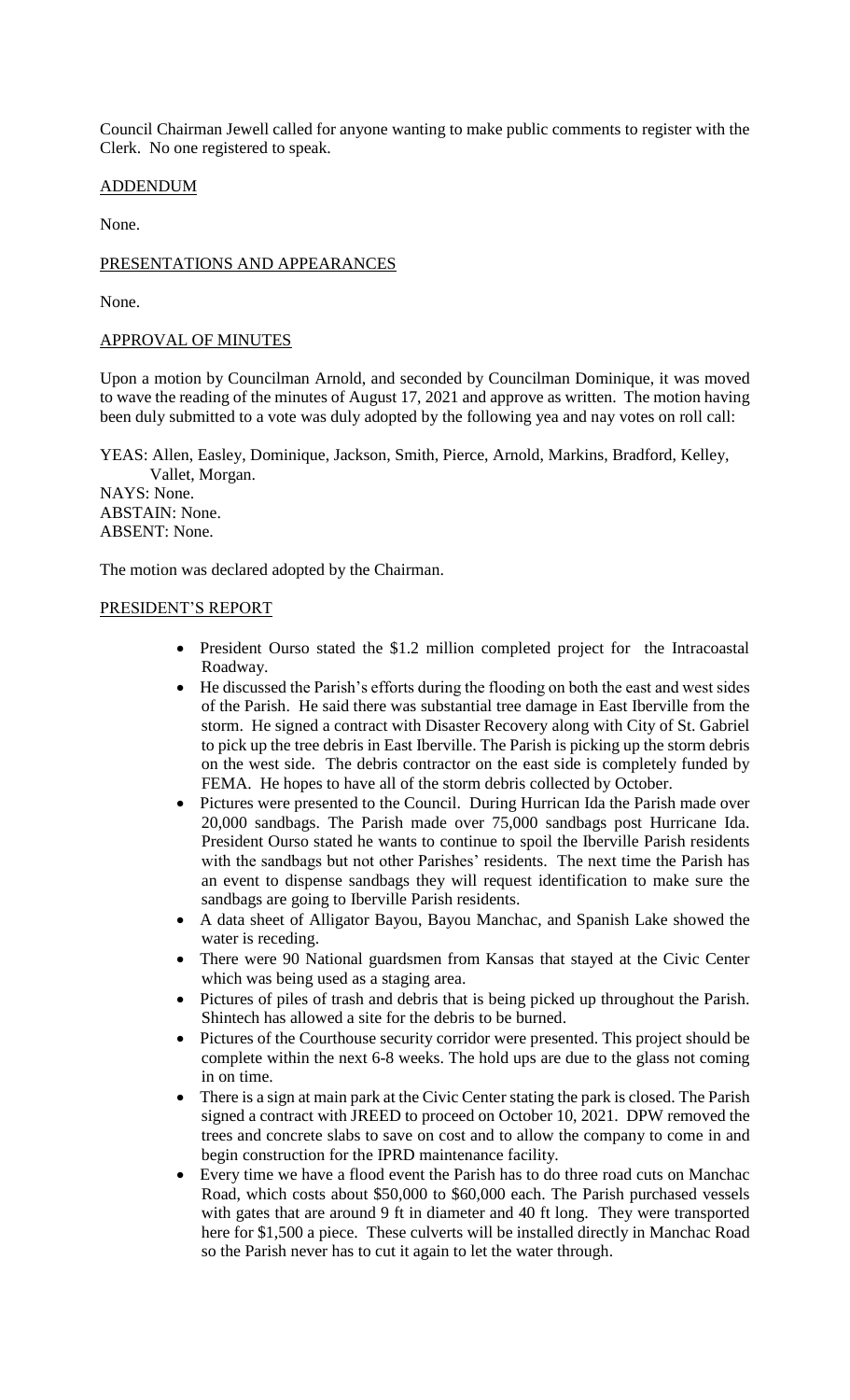Council Chairman Jewell called for anyone wanting to make public comments to register with the Clerk. No one registered to speak.

## ADDENDUM

None.

## PRESENTATIONS AND APPEARANCES

None.

## APPROVAL OF MINUTES

Upon a motion by Councilman Arnold, and seconded by Councilman Dominique, it was moved to wave the reading of the minutes of August 17, 2021 and approve as written. The motion having been duly submitted to a vote was duly adopted by the following yea and nay votes on roll call:

YEAS: Allen, Easley, Dominique, Jackson, Smith, Pierce, Arnold, Markins, Bradford, Kelley, Vallet, Morgan.
NAYS: None.
ABSTAIN: None.
ABSENT: None.

The motion was declared adopted by the Chairman.

## PRESIDENT'S REPORT

- President Ourso stated the $1.2 million completed project for the Intracoastal Roadway.
- He discussed the Parish's efforts during the flooding on both the east and west sides of the Parish. He said there was substantial tree damage in East Iberville from the storm. He signed a contract with Disaster Recovery along with City of St. Gabriel to pick up the tree debris in East Iberville. The Parish is picking up the storm debris on the west side. The debris contractor on the east side is completely funded by FEMA. He hopes to have all of the storm debris collected by October.
- Pictures were presented to the Council. During Hurrican Ida the Parish made over 20,000 sandbags. The Parish made over 75,000 sandbags post Hurricane Ida. President Ourso stated he wants to continue to spoil the Iberville Parish residents with the sandbags but not other Parishes' residents. The next time the Parish has an event to dispense sandbags they will request identification to make sure the sandbags are going to Iberville Parish residents.
- A data sheet of Alligator Bayou, Bayou Manchac, and Spanish Lake showed the water is receding.
- There were 90 National guardsmen from Kansas that stayed at the Civic Center which was being used as a staging area.
- Pictures of piles of trash and debris that is being picked up throughout the Parish. Shintech has allowed a site for the debris to be burned.
- Pictures of the Courthouse security corridor were presented. This project should be complete within the next 6-8 weeks. The hold ups are due to the glass not coming in on time.
- There is a sign at main park at the Civic Center stating the park is closed. The Parish signed a contract with JREED to proceed on October 10, 2021. DPW removed the trees and concrete slabs to save on cost and to allow the company to come in and begin construction for the IPRD maintenance facility.
- Every time we have a flood event the Parish has to do three road cuts on Manchac Road, which costs about $50,000 to $60,000 each. The Parish purchased vessels with gates that are around 9 ft in diameter and 40 ft long. They were transported here for $1,500 a piece. These culverts will be installed directly in Manchac Road so the Parish never has to cut it again to let the water through.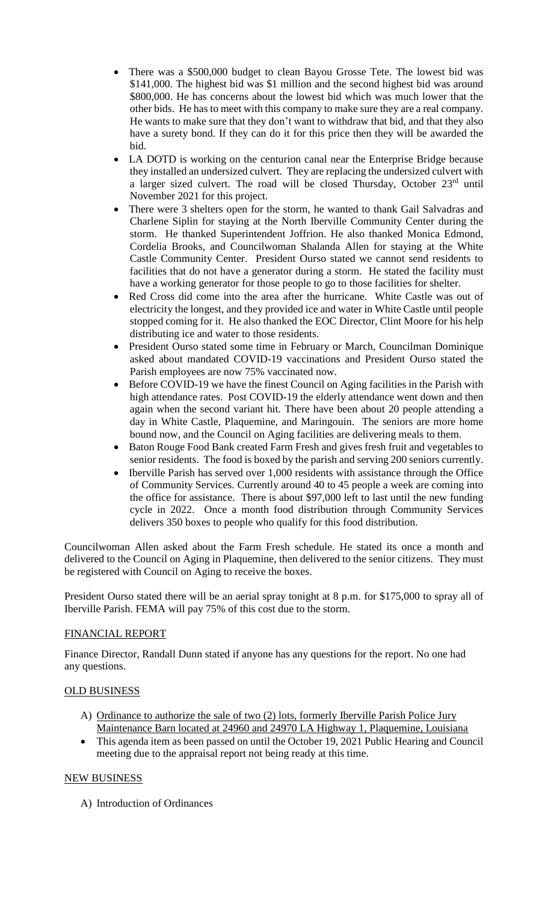- There was a $500,000 budget to clean Bayou Grosse Tete. The lowest bid was $141,000. The highest bid was $1 million and the second highest bid was around $800,000. He has concerns about the lowest bid which was much lower that the other bids. He has to meet with this company to make sure they are a real company. He wants to make sure that they don't want to withdraw that bid, and that they also have a surety bond. If they can do it for this price then they will be awarded the bid.
- LA DOTD is working on the centurion canal near the Enterprise Bridge because they installed an undersized culvert. They are replacing the undersized culvert with a larger sized culvert. The road will be closed Thursday, October 23rd until November 2021 for this project.
- There were 3 shelters open for the storm, he wanted to thank Gail Salvadras and Charlene Siplin for staying at the North Iberville Community Center during the storm. He thanked Superintendent Joffrion. He also thanked Monica Edmond, Cordelia Brooks, and Councilwoman Shalanda Allen for staying at the White Castle Community Center. President Ourso stated we cannot send residents to facilities that do not have a generator during a storm. He stated the facility must have a working generator for those people to go to those facilities for shelter.
- Red Cross did come into the area after the hurricane. White Castle was out of electricity the longest, and they provided ice and water in White Castle until people stopped coming for it. He also thanked the EOC Director, Clint Moore for his help distributing ice and water to those residents.
- President Ourso stated some time in February or March, Councilman Dominique asked about mandated COVID-19 vaccinations and President Ourso stated the Parish employees are now 75% vaccinated now.
- Before COVID-19 we have the finest Council on Aging facilities in the Parish with high attendance rates. Post COVID-19 the elderly attendance went down and then again when the second variant hit. There have been about 20 people attending a day in White Castle, Plaquemine, and Maringouin. The seniors are more home bound now, and the Council on Aging facilities are delivering meals to them.
- Baton Rouge Food Bank created Farm Fresh and gives fresh fruit and vegetables to senior residents. The food is boxed by the parish and serving 200 seniors currently.
- Iberville Parish has served over 1,000 residents with assistance through the Office of Community Services. Currently around 40 to 45 people a week are coming into the office for assistance. There is about $97,000 left to last until the new funding cycle in 2022. Once a month food distribution through Community Services delivers 350 boxes to people who qualify for this food distribution.

Councilwoman Allen asked about the Farm Fresh schedule. He stated its once a month and delivered to the Council on Aging in Plaquemine, then delivered to the senior citizens. They must be registered with Council on Aging to receive the boxes.

President Ourso stated there will be an aerial spray tonight at 8 p.m. for $175,000 to spray all of Iberville Parish. FEMA will pay 75% of this cost due to the storm.

FINANCIAL REPORT

Finance Director, Randall Dunn stated if anyone has any questions for the report. No one had any questions.

OLD BUSINESS

A) Ordinance to authorize the sale of two (2) lots, formerly Iberville Parish Police Jury Maintenance Barn located at 24960 and 24970 LA Highway 1, Plaquemine, Louisiana

- This agenda item as been passed on until the October 19, 2021 Public Hearing and Council meeting due to the appraisal report not being ready at this time.

NEW BUSINESS

A) Introduction of Ordinances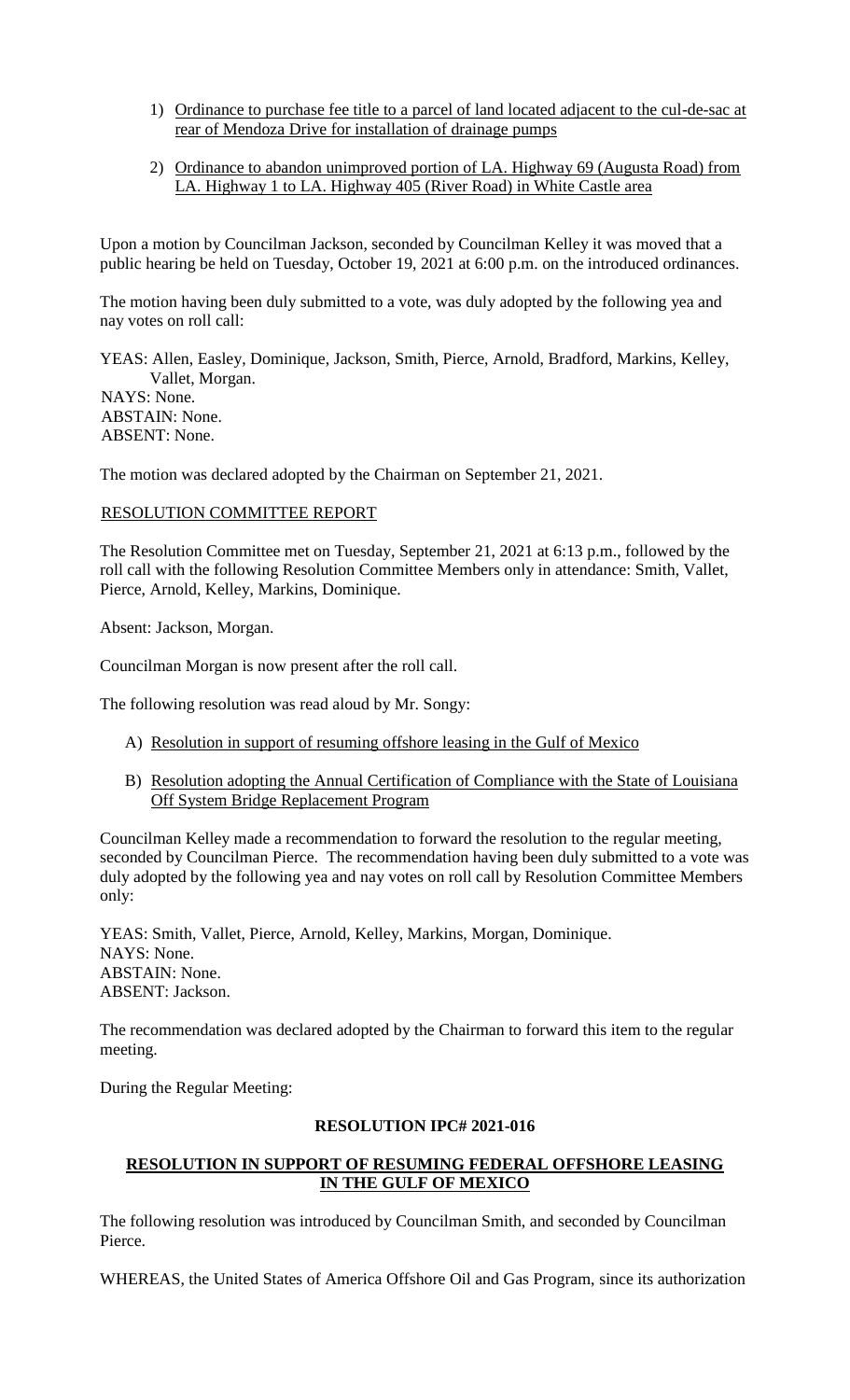1) <u>Ordinance to purchase fee title to a parcel of land located adjacent to the cul-de-sac at rear of Mendoza Drive for installation of drainage pumps</u>

2) <u>Ordinance to abandon unimproved portion of LA. Highway 69 (Augusta Road) from LA. Highway 1 to LA. Highway 405 (River Road) in White Castle area</u>

Upon a motion by Councilman Jackson, seconded by Councilman Kelley it was moved that a public hearing be held on Tuesday, October 19, 2021 at 6:00 p.m. on the introduced ordinances.

The motion having been duly submitted to a vote, was duly adopted by the following yea and nay votes on roll call:

YEAS: Allen, Easley, Dominique, Jackson, Smith, Pierce, Arnold, Bradford, Markins, Kelley, Vallet, Morgan.
NAYS: None.
ABSTAIN: None.
ABSENT: None.

The motion was declared adopted by the Chairman on September 21, 2021.

<u>RESOLUTION COMMITTEE REPORT</u>

The Resolution Committee met on Tuesday, September 21, 2021 at 6:13 p.m., followed by the roll call with the following Resolution Committee Members only in attendance: Smith, Vallet, Pierce, Arnold, Kelley, Markins, Dominique.

Absent: Jackson, Morgan.

Councilman Morgan is now present after the roll call.

The following resolution was read aloud by Mr. Songy:

A) <u>Resolution in support of resuming offshore leasing in the Gulf of Mexico</u>

B) <u>Resolution adopting the Annual Certification of Compliance with the State of Louisiana Off System Bridge Replacement Program</u>

Councilman Kelley made a recommendation to forward the resolution to the regular meeting, seconded by Councilman Pierce. The recommendation having been duly submitted to a vote was duly adopted by the following yea and nay votes on roll call by Resolution Committee Members only:

YEAS: Smith, Vallet, Pierce, Arnold, Kelley, Markins, Morgan, Dominique.
NAYS: None.
ABSTAIN: None.
ABSENT: Jackson.

The recommendation was declared adopted by the Chairman to forward this item to the regular meeting.

During the Regular Meeting:

**RESOLUTION IPC# 2021-016**

**<u>RESOLUTION IN SUPPORT OF RESUMING FEDERAL OFFSHORE LEASING IN THE GULF OF MEXICO</u>**

The following resolution was introduced by Councilman Smith, and seconded by Councilman Pierce.

WHEREAS, the United States of America Offshore Oil and Gas Program, since its authorization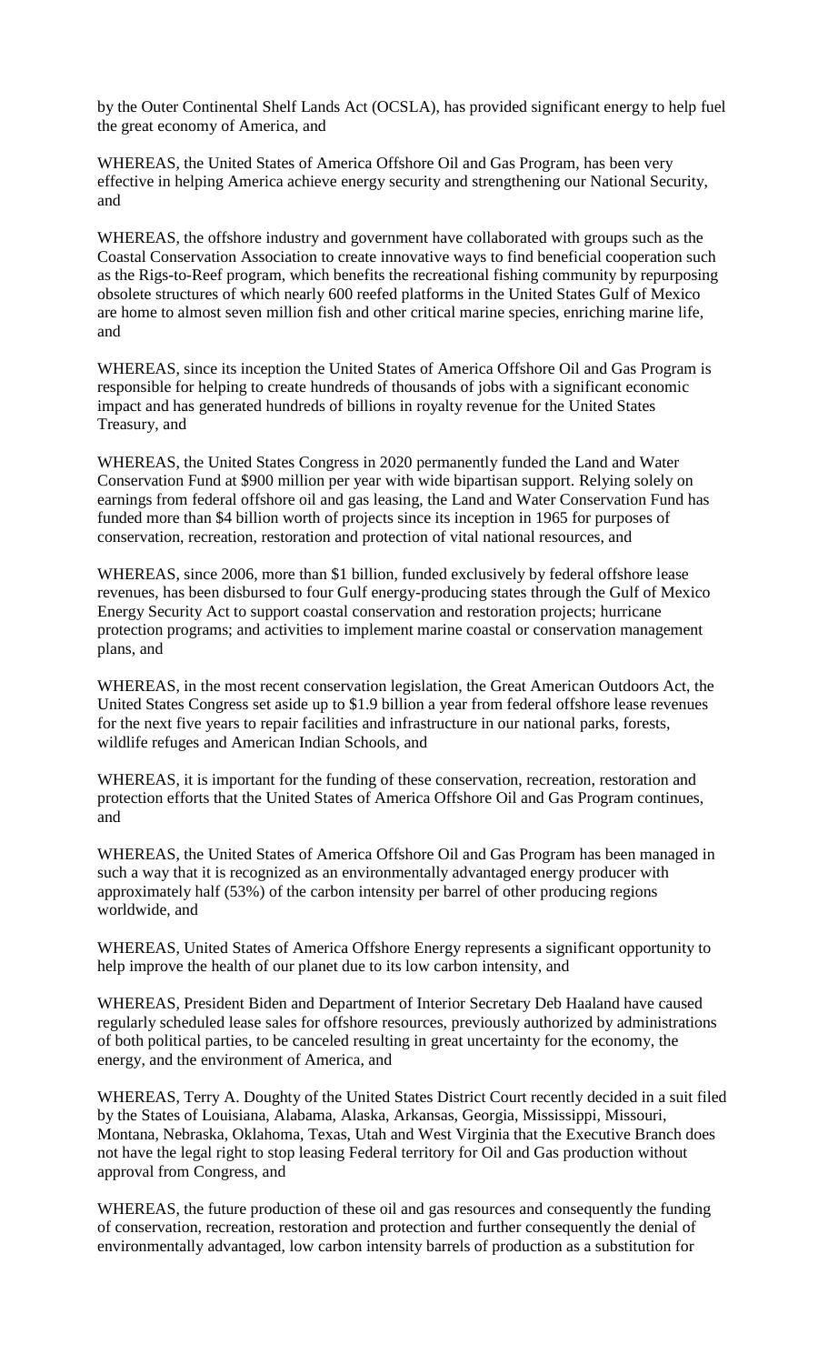by the Outer Continental Shelf Lands Act (OCSLA), has provided significant energy to help fuel the great economy of America, and

WHEREAS, the United States of America Offshore Oil and Gas Program, has been very effective in helping America achieve energy security and strengthening our National Security, and

WHEREAS, the offshore industry and government have collaborated with groups such as the Coastal Conservation Association to create innovative ways to find beneficial cooperation such as the Rigs-to-Reef program, which benefits the recreational fishing community by repurposing obsolete structures of which nearly 600 reefed platforms in the United States Gulf of Mexico are home to almost seven million fish and other critical marine species, enriching marine life, and

WHEREAS, since its inception the United States of America Offshore Oil and Gas Program is responsible for helping to create hundreds of thousands of jobs with a significant economic impact and has generated hundreds of billions in royalty revenue for the United States Treasury, and

WHEREAS, the United States Congress in 2020 permanently funded the Land and Water Conservation Fund at $900 million per year with wide bipartisan support. Relying solely on earnings from federal offshore oil and gas leasing, the Land and Water Conservation Fund has funded more than $4 billion worth of projects since its inception in 1965 for purposes of conservation, recreation, restoration and protection of vital national resources, and

WHEREAS, since 2006, more than $1 billion, funded exclusively by federal offshore lease revenues, has been disbursed to four Gulf energy-producing states through the Gulf of Mexico Energy Security Act to support coastal conservation and restoration projects; hurricane protection programs; and activities to implement marine coastal or conservation management plans, and

WHEREAS, in the most recent conservation legislation, the Great American Outdoors Act, the United States Congress set aside up to $1.9 billion a year from federal offshore lease revenues for the next five years to repair facilities and infrastructure in our national parks, forests, wildlife refuges and American Indian Schools, and

WHEREAS, it is important for the funding of these conservation, recreation, restoration and protection efforts that the United States of America Offshore Oil and Gas Program continues, and

WHEREAS, the United States of America Offshore Oil and Gas Program has been managed in such a way that it is recognized as an environmentally advantaged energy producer with approximately half (53%) of the carbon intensity per barrel of other producing regions worldwide, and

WHEREAS, United States of America Offshore Energy represents a significant opportunity to help improve the health of our planet due to its low carbon intensity, and

WHEREAS, President Biden and Department of Interior Secretary Deb Haaland have caused regularly scheduled lease sales for offshore resources, previously authorized by administrations of both political parties, to be canceled resulting in great uncertainty for the economy, the energy, and the environment of America, and

WHEREAS, Terry A. Doughty of the United States District Court recently decided in a suit filed by the States of Louisiana, Alabama, Alaska, Arkansas, Georgia, Mississippi, Missouri, Montana, Nebraska, Oklahoma, Texas, Utah and West Virginia that the Executive Branch does not have the legal right to stop leasing Federal territory for Oil and Gas production without approval from Congress, and

WHEREAS, the future production of these oil and gas resources and consequently the funding of conservation, recreation, restoration and protection and further consequently the denial of environmentally advantaged, low carbon intensity barrels of production as a substitution for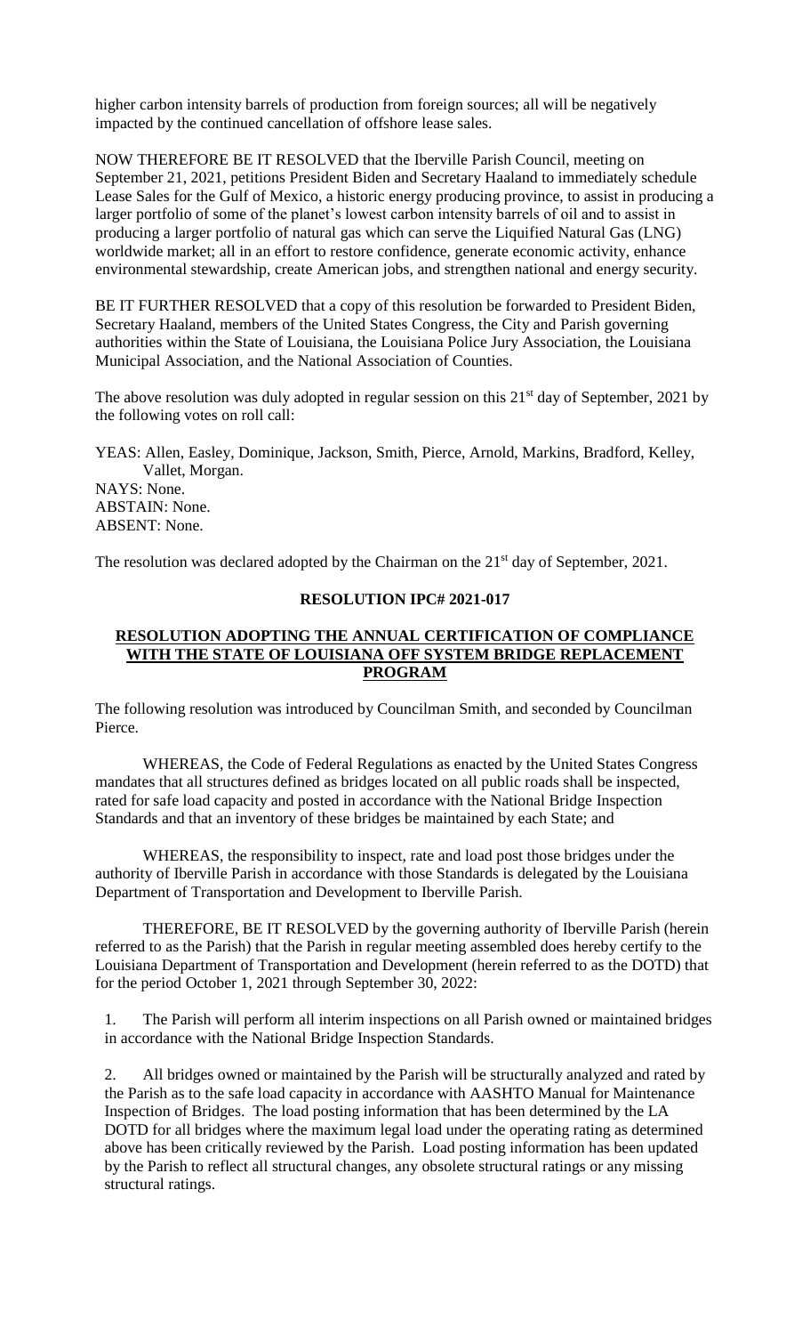higher carbon intensity barrels of production from foreign sources; all will be negatively impacted by the continued cancellation of offshore lease sales.

NOW THEREFORE BE IT RESOLVED that the Iberville Parish Council, meeting on September 21, 2021, petitions President Biden and Secretary Haaland to immediately schedule Lease Sales for the Gulf of Mexico, a historic energy producing province, to assist in producing a larger portfolio of some of the planet's lowest carbon intensity barrels of oil and to assist in producing a larger portfolio of natural gas which can serve the Liquified Natural Gas (LNG) worldwide market; all in an effort to restore confidence, generate economic activity, enhance environmental stewardship, create American jobs, and strengthen national and energy security.

BE IT FURTHER RESOLVED that a copy of this resolution be forwarded to President Biden, Secretary Haaland, members of the United States Congress, the City and Parish governing authorities within the State of Louisiana, the Louisiana Police Jury Association, the Louisiana Municipal Association, and the National Association of Counties.

The above resolution was duly adopted in regular session on this 21st day of September, 2021 by the following votes on roll call:

YEAS: Allen, Easley, Dominique, Jackson, Smith, Pierce, Arnold, Markins, Bradford, Kelley, Vallet, Morgan.
NAYS: None.
ABSTAIN: None.
ABSENT: None.

The resolution was declared adopted by the Chairman on the 21st day of September, 2021.

**RESOLUTION IPC# 2021-017**

**RESOLUTION ADOPTING THE ANNUAL CERTIFICATION OF COMPLIANCE WITH THE STATE OF LOUISIANA OFF SYSTEM BRIDGE REPLACEMENT PROGRAM**

The following resolution was introduced by Councilman Smith, and seconded by Councilman Pierce.

WHEREAS, the Code of Federal Regulations as enacted by the United States Congress mandates that all structures defined as bridges located on all public roads shall be inspected, rated for safe load capacity and posted in accordance with the National Bridge Inspection Standards and that an inventory of these bridges be maintained by each State; and

WHEREAS, the responsibility to inspect, rate and load post those bridges under the authority of Iberville Parish in accordance with those Standards is delegated by the Louisiana Department of Transportation and Development to Iberville Parish.

THEREFORE, BE IT RESOLVED by the governing authority of Iberville Parish (herein referred to as the Parish) that the Parish in regular meeting assembled does hereby certify to the Louisiana Department of Transportation and Development (herein referred to as the DOTD) that for the period October 1, 2021 through September 30, 2022:

1. The Parish will perform all interim inspections on all Parish owned or maintained bridges in accordance with the National Bridge Inspection Standards.

2. All bridges owned or maintained by the Parish will be structurally analyzed and rated by the Parish as to the safe load capacity in accordance with AASHTO Manual for Maintenance Inspection of Bridges. The load posting information that has been determined by the LA DOTD for all bridges where the maximum legal load under the operating rating as determined above has been critically reviewed by the Parish. Load posting information has been updated by the Parish to reflect all structural changes, any obsolete structural ratings or any missing structural ratings.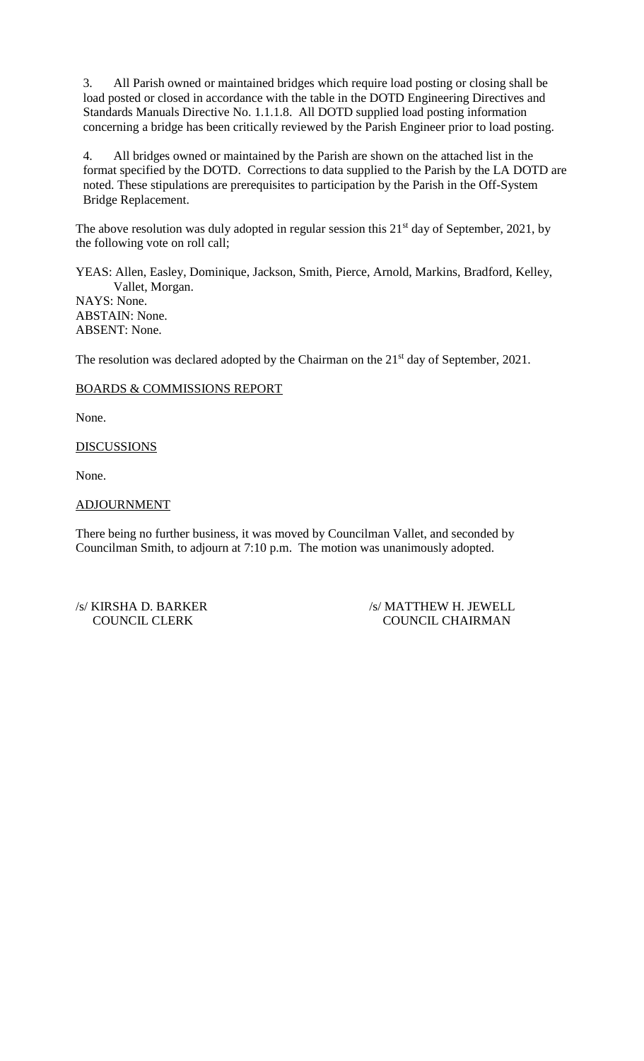3. All Parish owned or maintained bridges which require load posting or closing shall be load posted or closed in accordance with the table in the DOTD Engineering Directives and Standards Manuals Directive No. 1.1.1.8. All DOTD supplied load posting information concerning a bridge has been critically reviewed by the Parish Engineer prior to load posting.

4. All bridges owned or maintained by the Parish are shown on the attached list in the format specified by the DOTD. Corrections to data supplied to the Parish by the LA DOTD are noted. These stipulations are prerequisites to participation by the Parish in the Off-System Bridge Replacement.

The above resolution was duly adopted in regular session this 21st day of September, 2021, by the following vote on roll call;

YEAS: Allen, Easley, Dominique, Jackson, Smith, Pierce, Arnold, Markins, Bradford, Kelley, Vallet, Morgan.
NAYS: None.
ABSTAIN: None.
ABSENT: None.

The resolution was declared adopted by the Chairman on the 21st day of September, 2021.

<u>BOARDS & COMMISSIONS REPORT</u>

None.

<u>DISCUSSIONS</u>

None.

<u>ADJOURNMENT</u>

There being no further business, it was moved by Councilman Vallet, and seconded by Councilman Smith, to adjourn at 7:10 p.m. The motion was unanimously adopted.

/s/ KIRSHA D. BARKER
COUNCIL CLERK

/s/ MATTHEW H. JEWELL
COUNCIL CHAIRMAN